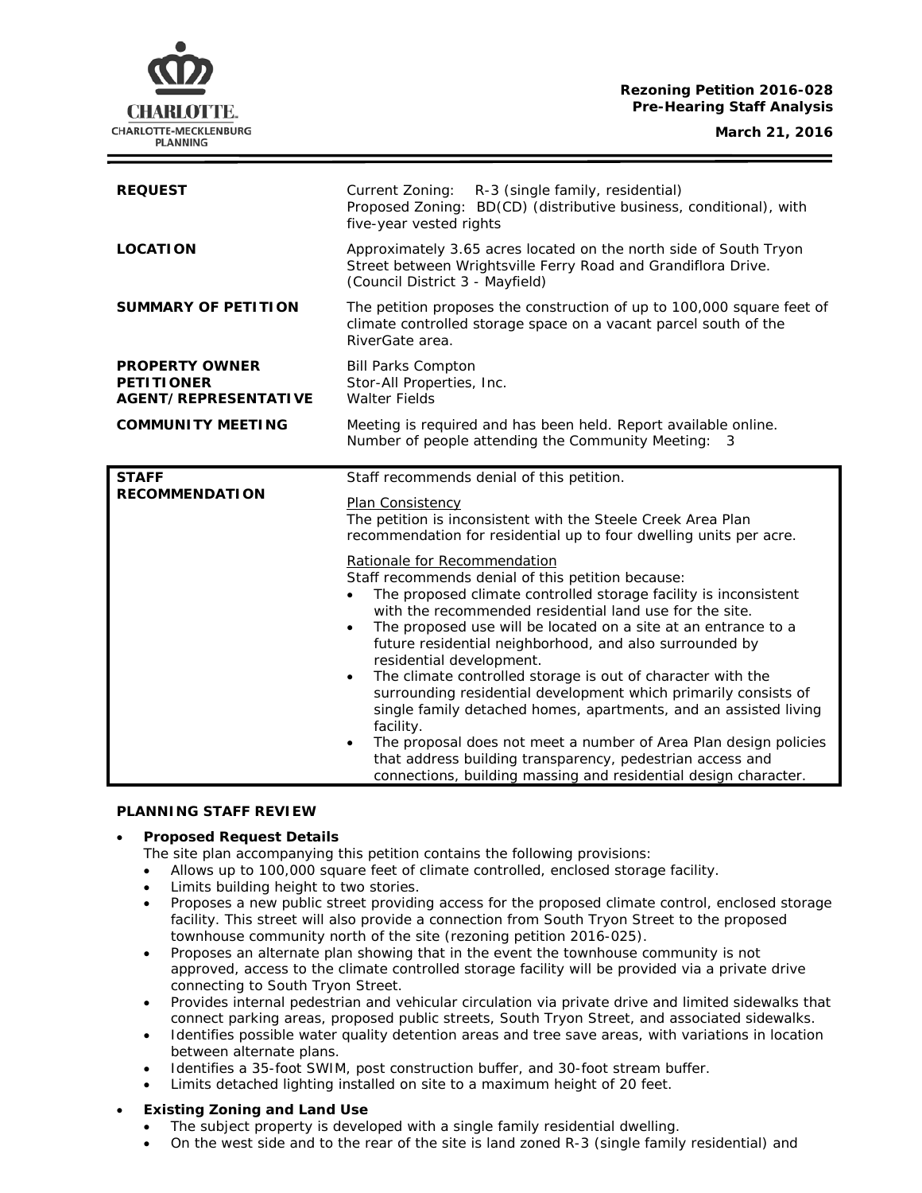**Rezoning Petition 2016-028**
**Pre-Hearing Staff Analysis**

**March 21, 2016**

| | |
|---|---|
| **REQUEST** | Current Zoning: R-3 (single family, residential)<br>Proposed Zoning: BD(CD) (distributive business, conditional), with five-year vested rights |
| **LOCATION** | Approximately 3.65 acres located on the north side of South Tryon Street between Wrightsville Ferry Road and Grandiflora Drive. (Council District 3 - Mayfield) |
| **SUMMARY OF PETITION** | The petition proposes the construction of up to 100,000 square feet of climate controlled storage space on a vacant parcel south of the RiverGate area. |
| **PROPERTY OWNER**<br>**PETITIONER**<br>**AGENT/REPRESENTATIVE** | Bill Parks Compton<br>Stor-All Properties, Inc.<br>Walter Fields |
| **COMMUNITY MEETING** | Meeting is required and has been held. Report available online.<br>Number of people attending the Community Meeting: 3 |

| | |
|---|---|
| **STAFF RECOMMENDATION** | Staff recommends denial of this petition.<br><br>Plan Consistency<br>The petition is inconsistent with the Steele Creek Area Plan recommendation for residential up to four dwelling units per acre.<br><br>Rationale for Recommendation<br>Staff recommends denial of this petition because:<br>• The proposed climate controlled storage facility is inconsistent with the recommended residential land use for the site.<br>• The proposed use will be located on a site at an entrance to a future residential neighborhood, and also surrounded by residential development.<br>• The climate controlled storage is out of character with the surrounding residential development which primarily consists of single family detached homes, apartments, and an assisted living facility.<br>• The proposal does not meet a number of Area Plan design policies that address building transparency, pedestrian access and connections, building massing and residential design character. |

**PLANNING STAFF REVIEW**

- **Proposed Request Details**
  The site plan accompanying this petition contains the following provisions:
  - Allows up to 100,000 square feet of climate controlled, enclosed storage facility.
  - Limits building height to two stories.
  - Proposes a new public street providing access for the proposed climate control, enclosed storage facility. This street will also provide a connection from South Tryon Street to the proposed townhouse community north of the site (rezoning petition 2016-025).
  - Proposes an alternate plan showing that in the event the townhouse community is not approved, access to the climate controlled storage facility will be provided via a private drive connecting to South Tryon Street.
  - Provides internal pedestrian and vehicular circulation via private drive and limited sidewalks that connect parking areas, proposed public streets, South Tryon Street, and associated sidewalks.
  - Identifies possible water quality detention areas and tree save areas, with variations in location between alternate plans.
  - Identifies a 35-foot SWIM, post construction buffer, and 30-foot stream buffer.
  - Limits detached lighting installed on site to a maximum height of 20 feet.

- **Existing Zoning and Land Use**
  - The subject property is developed with a single family residential dwelling.
  - On the west side and to the rear of the site is land zoned R-3 (single family residential) and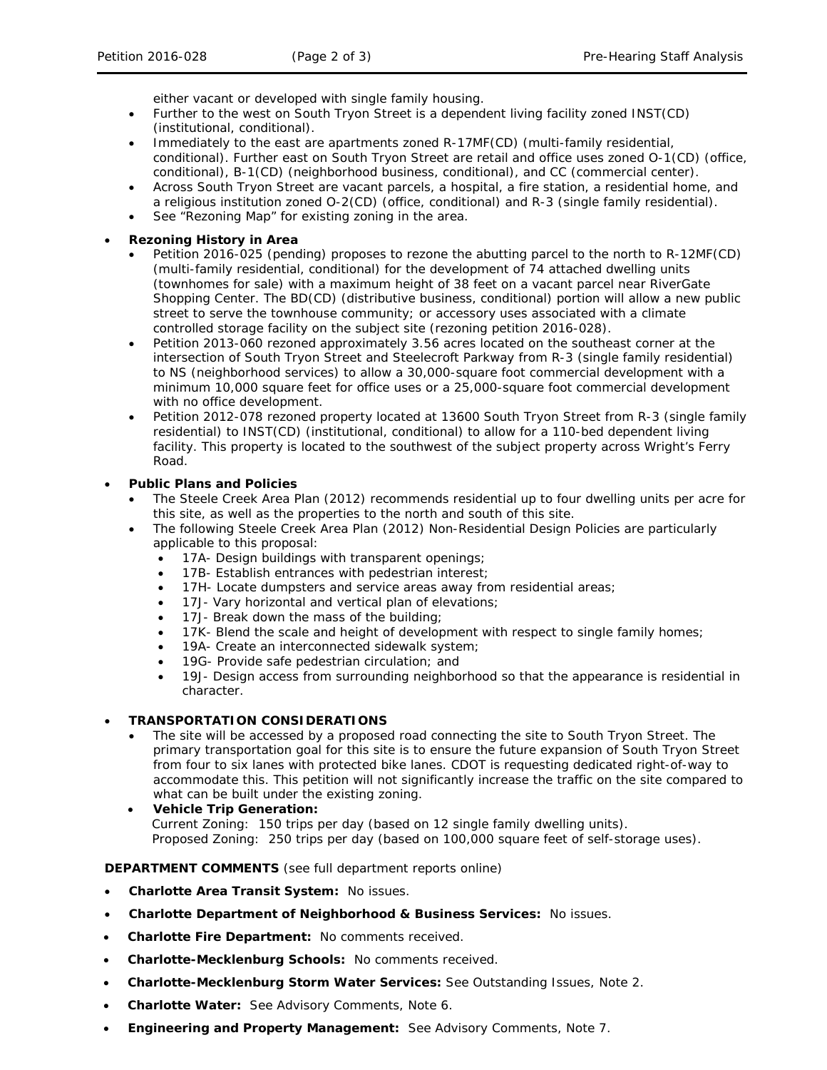either vacant or developed with single family housing.
  - Further to the west on South Tryon Street is a dependent living facility zoned INST(CD) (institutional, conditional).
  - Immediately to the east are apartments zoned R-17MF(CD) (multi-family residential, conditional). Further east on South Tryon Street are retail and office uses zoned O-1(CD) (office, conditional), B-1(CD) (neighborhood business, conditional), and CC (commercial center).
  - Across South Tryon Street are vacant parcels, a hospital, a fire station, a residential home, and a religious institution zoned O-2(CD) (office, conditional) and R-3 (single family residential).
  - See "Rezoning Map" for existing zoning in the area.

- **Rezoning History in Area**
  - Petition 2016-025 (pending) proposes to rezone the abutting parcel to the north to R-12MF(CD) (multi-family residential, conditional) for the development of 74 attached dwelling units (townhomes for sale) with a maximum height of 38 feet on a vacant parcel near RiverGate Shopping Center. The BD(CD) (distributive business, conditional) portion will allow a new public street to serve the townhouse community; or accessory uses associated with a climate controlled storage facility on the subject site (rezoning petition 2016-028).
  - Petition 2013-060 rezoned approximately 3.56 acres located on the southeast corner at the intersection of South Tryon Street and Steelecroft Parkway from R-3 (single family residential) to NS (neighborhood services) to allow a 30,000-square foot commercial development with a minimum 10,000 square feet for office uses or a 25,000-square foot commercial development with no office development.
  - Petition 2012-078 rezoned property located at 13600 South Tryon Street from R-3 (single family residential) to INST(CD) (institutional, conditional) to allow for a 110-bed dependent living facility. This property is located to the southwest of the subject property across Wright's Ferry Road.

- **Public Plans and Policies**
  - The Steele Creek Area Plan (2012) recommends residential up to four dwelling units per acre for this site, as well as the properties to the north and south of this site.
  - The following Steele Creek Area Plan (2012) Non-Residential Design Policies are particularly applicable to this proposal:
    - 17A- Design buildings with transparent openings;
    - 17B- Establish entrances with pedestrian interest;
    - 17H- Locate dumpsters and service areas away from residential areas;
    - 17J- Vary horizontal and vertical plan of elevations;
    - 17J- Break down the mass of the building;
    - 17K- Blend the scale and height of development with respect to single family homes;
    - 19A- Create an interconnected sidewalk system;
    - 19G- Provide safe pedestrian circulation; and
    - 19J- Design access from surrounding neighborhood so that the appearance is residential in character.

- **TRANSPORTATION CONSIDERATIONS**
  - The site will be accessed by a proposed road connecting the site to South Tryon Street. The primary transportation goal for this site is to ensure the future expansion of South Tryon Street from four to six lanes with protected bike lanes. CDOT is requesting dedicated right-of-way to accommodate this. This petition will not significantly increase the traffic on the site compared to what can be built under the existing zoning.
  - **Vehicle Trip Generation:**
    Current Zoning: 150 trips per day (based on 12 single family dwelling units).
    Proposed Zoning: 250 trips per day (based on 100,000 square feet of self-storage uses).

**DEPARTMENT COMMENTS** (see full department reports online)

- **Charlotte Area Transit System:** No issues.
- **Charlotte Department of Neighborhood & Business Services:** No issues.
- **Charlotte Fire Department:** No comments received.
- **Charlotte-Mecklenburg Schools:** No comments received.
- **Charlotte-Mecklenburg Storm Water Services:** See Outstanding Issues, Note 2.
- **Charlotte Water:** See Advisory Comments, Note 6.
- **Engineering and Property Management:** See Advisory Comments, Note 7.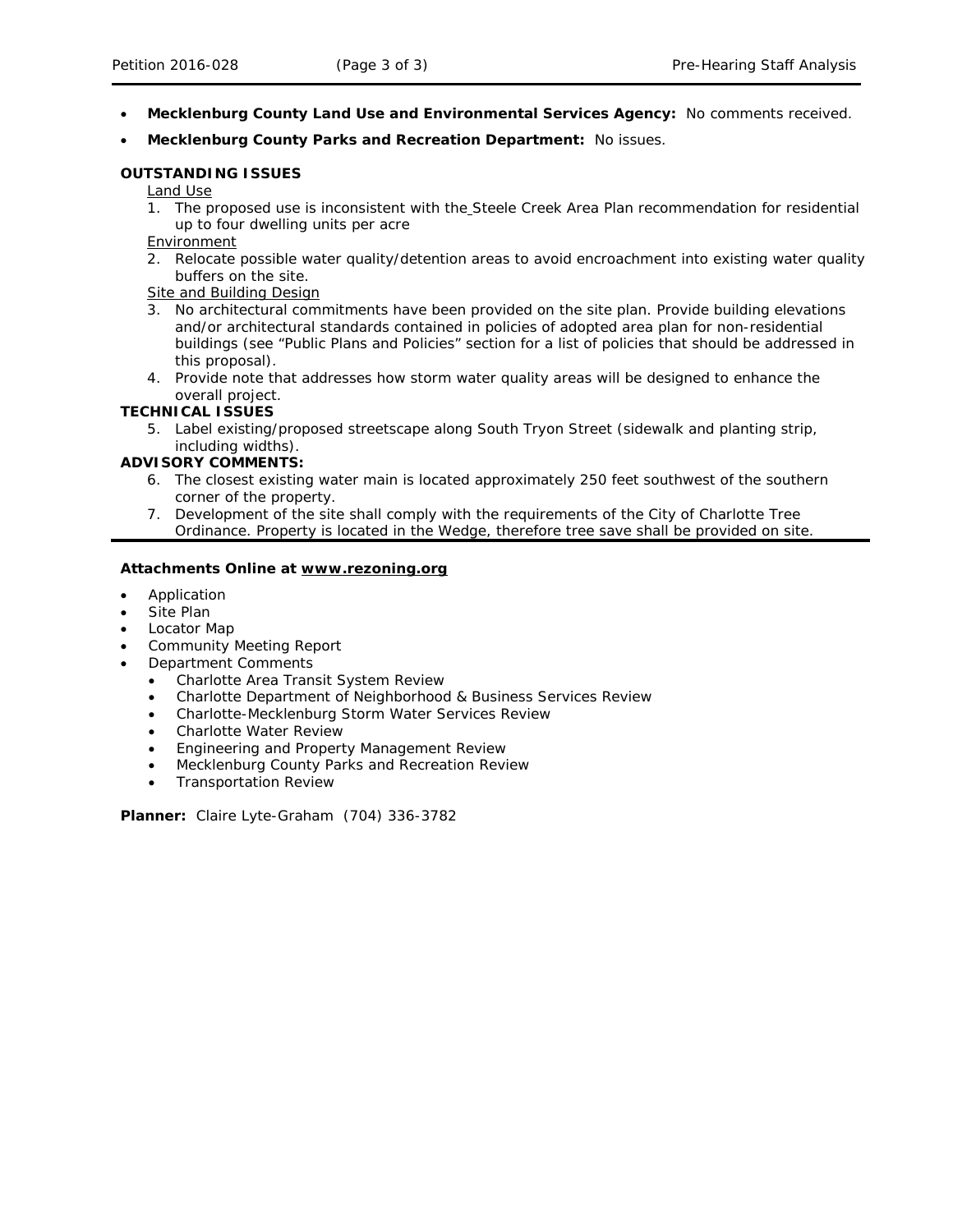- **Mecklenburg County Land Use and Environmental Services Agency:** No comments received.
- **Mecklenburg County Parks and Recreation Department:** No issues.

**OUTSTANDING ISSUES**

Land Use

1. The proposed use is inconsistent with the Steele Creek Area Plan recommendation for residential up to four dwelling units per acre

Environment

2. Relocate possible water quality/detention areas to avoid encroachment into existing water quality buffers on the site.

Site and Building Design

3. No architectural commitments have been provided on the site plan. Provide building elevations and/or architectural standards contained in policies of adopted area plan for non-residential buildings (see "Public Plans and Policies" section for a list of policies that should be addressed in this proposal).
4. Provide note that addresses how storm water quality areas will be designed to enhance the overall project.

**TECHNICAL ISSUES**

5. Label existing/proposed streetscape along South Tryon Street (sidewalk and planting strip, including widths).

**ADVISORY COMMENTS:**

6. The closest existing water main is located approximately 250 feet southwest of the southern corner of the property.
7. Development of the site shall comply with the requirements of the City of Charlotte Tree Ordinance. Property is located in the Wedge, therefore tree save shall be provided on site.

---

**Attachments Online at www.rezoning.org**

- Application
- Site Plan
- Locator Map
- Community Meeting Report
- Department Comments
  - Charlotte Area Transit System Review
  - Charlotte Department of Neighborhood & Business Services Review
  - Charlotte-Mecklenburg Storm Water Services Review
  - Charlotte Water Review
  - Engineering and Property Management Review
  - Mecklenburg County Parks and Recreation Review
  - Transportation Review

**Planner:** Claire Lyte-Graham (704) 336-3782